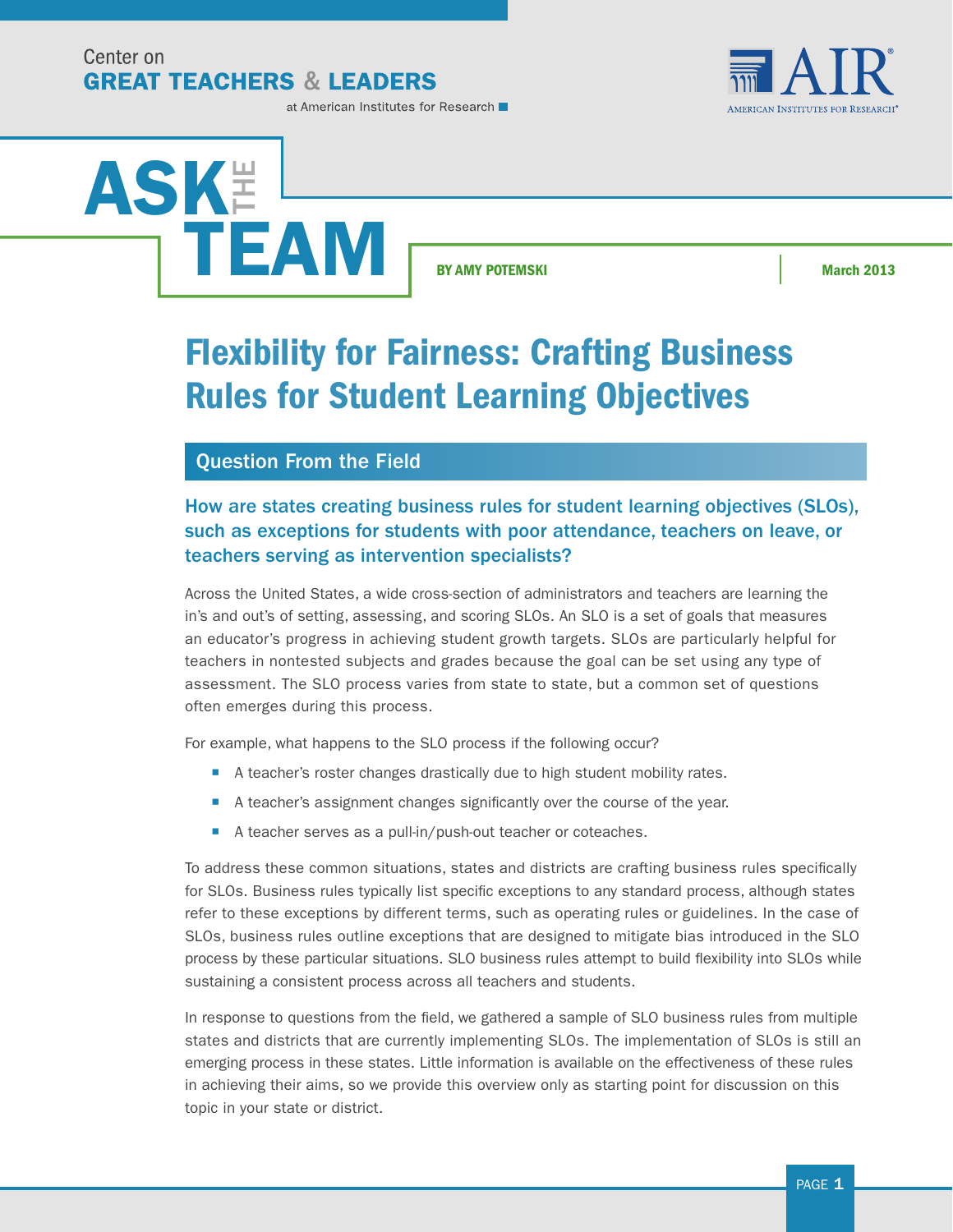Center on
**GREAT TEACHERS & LEADERS**
at American Institutes for Research

AIR
American Institutes for Research®

# ASK THE TEAM

**BY AMY POTEMSKI** | **March 2013**

# Flexibility for Fairness: Crafting Business Rules for Student Learning Objectives

## Question From the Field

### How are states creating business rules for student learning objectives (SLOs), such as exceptions for students with poor attendance, teachers on leave, or teachers serving as intervention specialists?

Across the United States, a wide cross-section of administrators and teachers are learning the in's and out's of setting, assessing, and scoring SLOs. An SLO is a set of goals that measures an educator's progress in achieving student growth targets. SLOs are particularly helpful for teachers in nontested subjects and grades because the goal can be set using any type of assessment. The SLO process varies from state to state, but a common set of questions often emerges during this process.

For example, what happens to the SLO process if the following occur?

- A teacher's roster changes drastically due to high student mobility rates.
- A teacher's assignment changes significantly over the course of the year.
- A teacher serves as a pull-in/push-out teacher or coteaches.

To address these common situations, states and districts are crafting business rules specifically for SLOs. Business rules typically list specific exceptions to any standard process, although states refer to these exceptions by different terms, such as operating rules or guidelines. In the case of SLOs, business rules outline exceptions that are designed to mitigate bias introduced in the SLO process by these particular situations. SLO business rules attempt to build flexibility into SLOs while sustaining a consistent process across all teachers and students.

In response to questions from the field, we gathered a sample of SLO business rules from multiple states and districts that are currently implementing SLOs. The implementation of SLOs is still an emerging process in these states. Little information is available on the effectiveness of these rules in achieving their aims, so we provide this overview only as starting point for discussion on this topic in your state or district.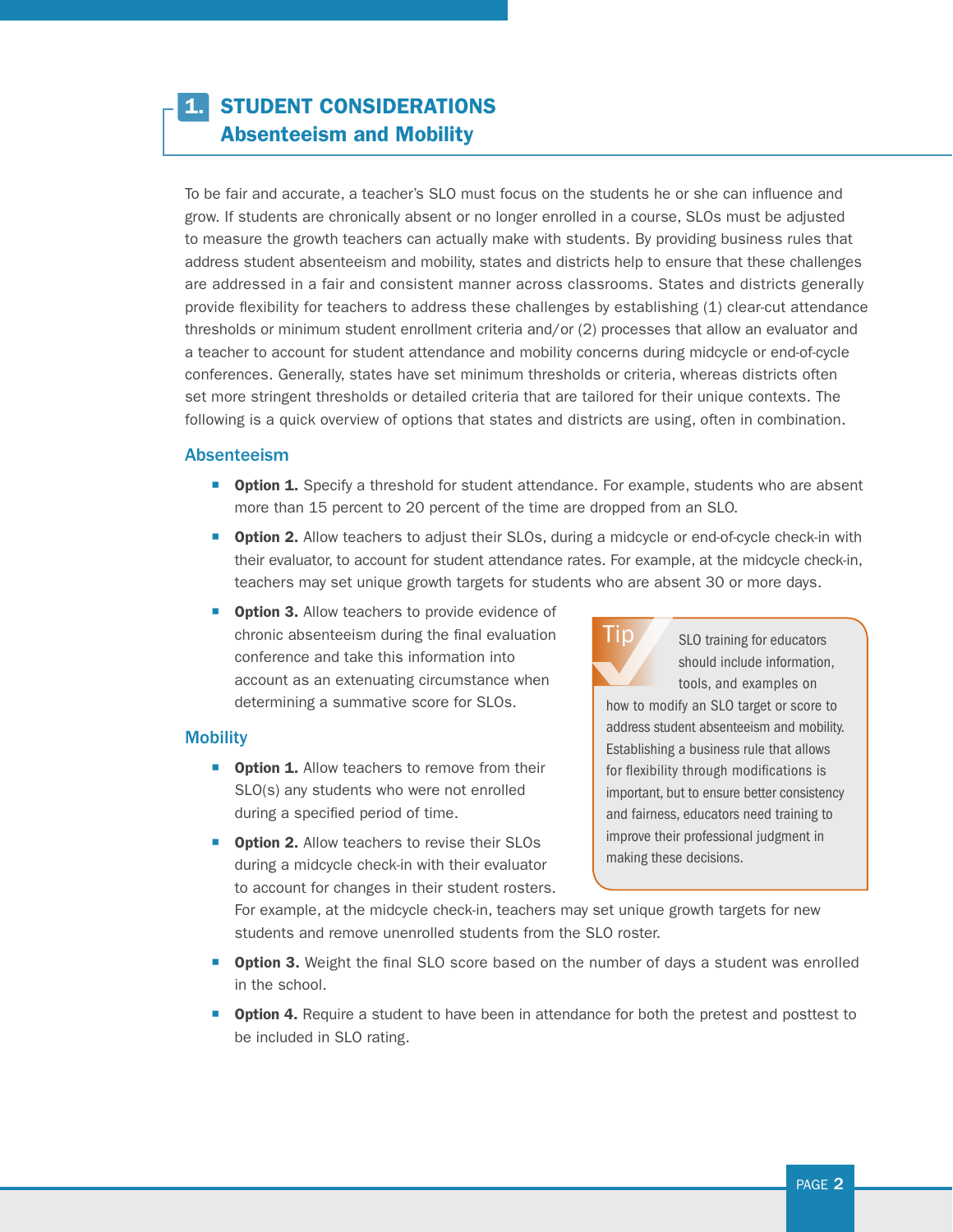## 1. STUDENT CONSIDERATIONS
### Absenteeism and Mobility

To be fair and accurate, a teacher's SLO must focus on the students he or she can influence and grow. If students are chronically absent or no longer enrolled in a course, SLOs must be adjusted to measure the growth teachers can actually make with students. By providing business rules that address student absenteeism and mobility, states and districts help to ensure that these challenges are addressed in a fair and consistent manner across classrooms. States and districts generally provide flexibility for teachers to address these challenges by establishing (1) clear-cut attendance thresholds or minimum student enrollment criteria and/or (2) processes that allow an evaluator and a teacher to account for student attendance and mobility concerns during midcycle or end-of-cycle conferences. Generally, states have set minimum thresholds or criteria, whereas districts often set more stringent thresholds or detailed criteria that are tailored for their unique contexts. The following is a quick overview of options that states and districts are using, often in combination.

#### Absenteeism

- **Option 1.** Specify a threshold for student attendance. For example, students who are absent more than 15 percent to 20 percent of the time are dropped from an SLO.
- **Option 2.** Allow teachers to adjust their SLOs, during a midcycle or end-of-cycle check-in with their evaluator, to account for student attendance rates. For example, at the midcycle check-in, teachers may set unique growth targets for students who are absent 30 or more days.
- **Option 3.** Allow teachers to provide evidence of chronic absenteeism during the final evaluation conference and take this information into account as an extenuating circumstance when determining a summative score for SLOs.

#### Mobility

- **Option 1.** Allow teachers to remove from their SLO(s) any students who were not enrolled during a specified period of time.
- **Option 2.** Allow teachers to revise their SLOs during a midcycle check-in with their evaluator to account for changes in their student rosters. For example, at the midcycle check-in, teachers may set unique growth targets for new students and remove unenrolled students from the SLO roster.
- **Option 3.** Weight the final SLO score based on the number of days a student was enrolled in the school.
- **Option 4.** Require a student to have been in attendance for both the pretest and posttest to be included in SLO rating.

> **Tip**
>
> SLO training for educators should include information, tools, and examples on how to modify an SLO target or score to address student absenteeism and mobility. Establishing a business rule that allows for flexibility through modifications is important, but to ensure better consistency and fairness, educators need training to improve their professional judgment in making these decisions.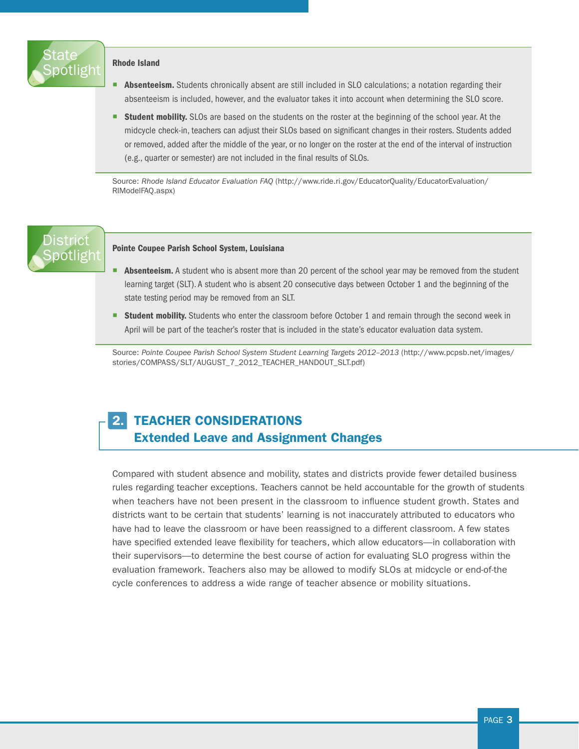**State Spotlight**

**Rhode Island**

- **Absenteeism.** Students chronically absent are still included in SLO calculations; a notation regarding their absenteeism is included, however, and the evaluator takes it into account when determining the SLO score.
- **Student mobility.** SLOs are based on the students on the roster at the beginning of the school year. At the midcycle check-in, teachers can adjust their SLOs based on significant changes in their rosters. Students added or removed, added after the middle of the year, or no longer on the roster at the end of the interval of instruction (e.g., quarter or semester) are not included in the final results of SLOs.

Source: *Rhode Island Educator Evaluation FAQ* (http://www.ride.ri.gov/EducatorQuality/EducatorEvaluation/RIModelFAQ.aspx)

**District Spotlight**

**Pointe Coupee Parish School System, Louisiana**

- **Absenteeism.** A student who is absent more than 20 percent of the school year may be removed from the student learning target (SLT). A student who is absent 20 consecutive days between October 1 and the beginning of the state testing period may be removed from an SLT.
- **Student mobility.** Students who enter the classroom before October 1 and remain through the second week in April will be part of the teacher's roster that is included in the state's educator evaluation data system.

Source: *Pointe Coupee Parish School System Student Learning Targets 2012–2013* (http://www.pcpsb.net/images/stories/COMPASS/SLT/AUGUST_7_2012_TEACHER_HANDOUT_SLT.pdf)

## 2. TEACHER CONSIDERATIONS Extended Leave and Assignment Changes

Compared with student absence and mobility, states and districts provide fewer detailed business rules regarding teacher exceptions. Teachers cannot be held accountable for the growth of students when teachers have not been present in the classroom to influence student growth. States and districts want to be certain that students' learning is not inaccurately attributed to educators who have had to leave the classroom or have been reassigned to a different classroom. A few states have specified extended leave flexibility for teachers, which allow educators—in collaboration with their supervisors—to determine the best course of action for evaluating SLO progress within the evaluation framework. Teachers also may be allowed to modify SLOs at midcycle or end-of-the cycle conferences to address a wide range of teacher absence or mobility situations.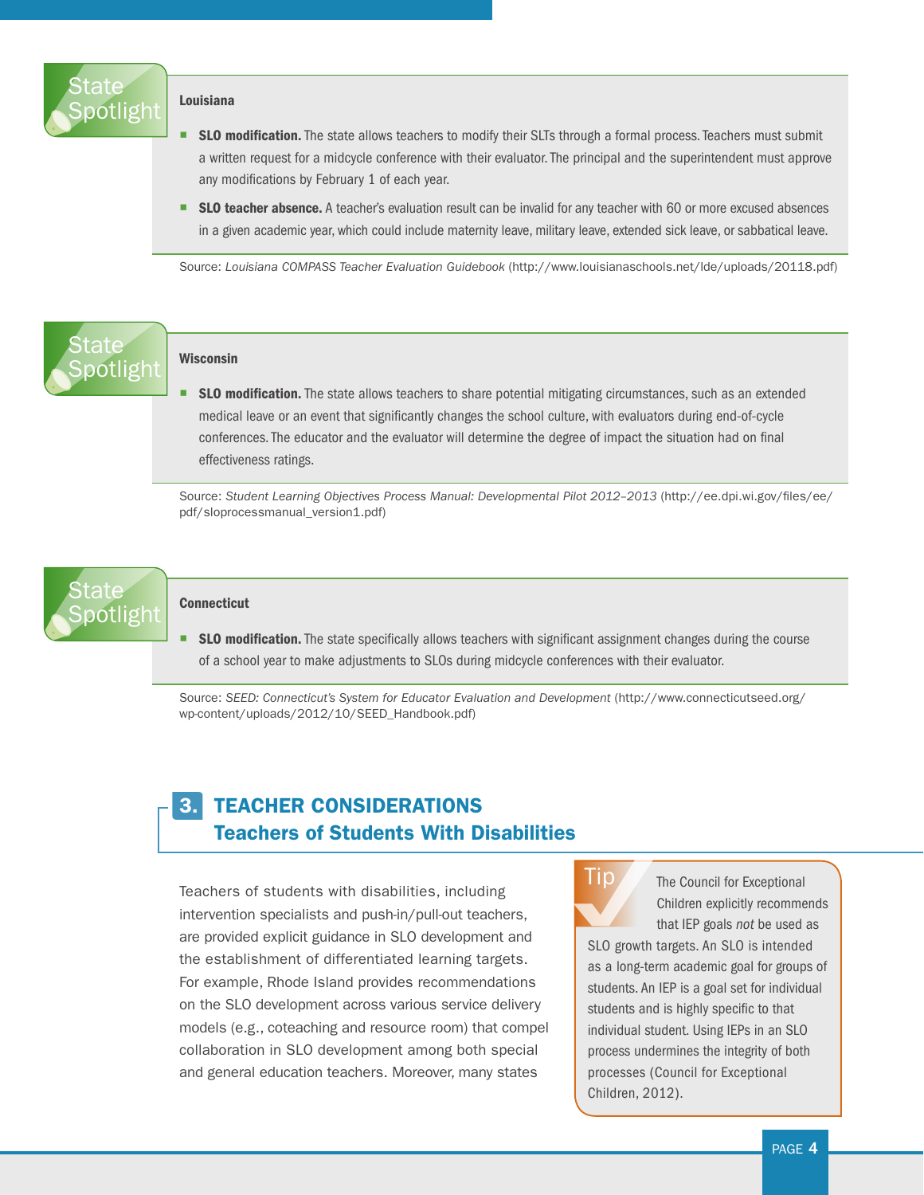**State Spotlight**

**Louisiana**

- **SLO modification.** The state allows teachers to modify their SLTs through a formal process. Teachers must submit a written request for a midcycle conference with their evaluator. The principal and the superintendent must approve any modifications by February 1 of each year.
- **SLO teacher absence.** A teacher's evaluation result can be invalid for any teacher with 60 or more excused absences in a given academic year, which could include maternity leave, military leave, extended sick leave, or sabbatical leave.

Source: *Louisiana COMPASS Teacher Evaluation Guidebook* (http://www.louisianaschools.net/lde/uploads/20118.pdf)

**State Spotlight**

**Wisconsin**

- **SLO modification.** The state allows teachers to share potential mitigating circumstances, such as an extended medical leave or an event that significantly changes the school culture, with evaluators during end-of-cycle conferences. The educator and the evaluator will determine the degree of impact the situation had on final effectiveness ratings.

Source: *Student Learning Objectives Process Manual: Developmental Pilot 2012–2013* (http://ee.dpi.wi.gov/files/ee/pdf/sloprocessmanual_version1.pdf)

**State Spotlight**

**Connecticut**

- **SLO modification.** The state specifically allows teachers with significant assignment changes during the course of a school year to make adjustments to SLOs during midcycle conferences with their evaluator.

Source: *SEED: Connecticut's System for Educator Evaluation and Development* (http://www.connecticutseed.org/wp-content/uploads/2012/10/SEED_Handbook.pdf)

## 3. TEACHER CONSIDERATIONS
### Teachers of Students With Disabilities

Teachers of students with disabilities, including intervention specialists and push-in/pull-out teachers, are provided explicit guidance in SLO development and the establishment of differentiated learning targets. For example, Rhode Island provides recommendations on the SLO development across various service delivery models (e.g., coteaching and resource room) that compel collaboration in SLO development among both special and general education teachers. Moreover, many states

**Tip**

The Council for Exceptional Children explicitly recommends that IEP goals *not* be used as SLO growth targets. An SLO is intended as a long-term academic goal for groups of students. An IEP is a goal set for individual students and is highly specific to that individual student. Using IEPs in an SLO process undermines the integrity of both processes (Council for Exceptional Children, 2012).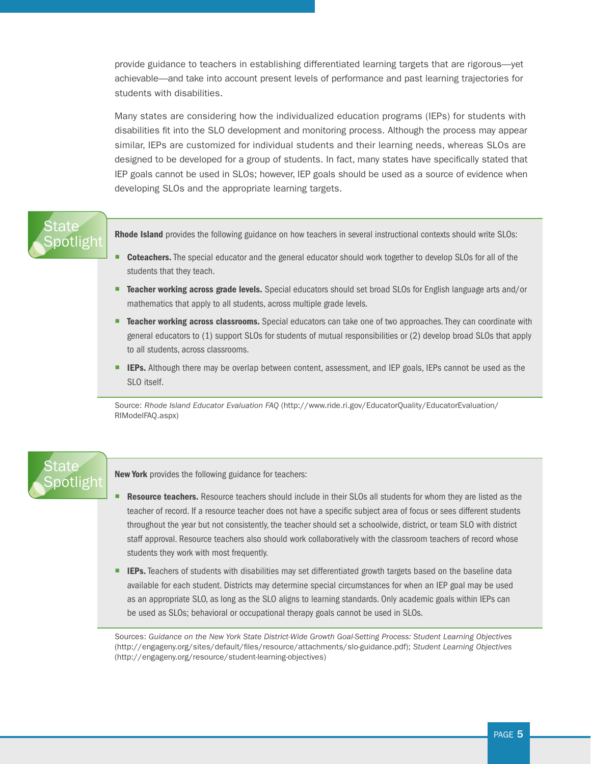provide guidance to teachers in establishing differentiated learning targets that are rigorous—yet achievable—and take into account present levels of performance and past learning trajectories for students with disabilities.

Many states are considering how the individualized education programs (IEPs) for students with disabilities fit into the SLO development and monitoring process. Although the process may appear similar, IEPs are customized for individual students and their learning needs, whereas SLOs are designed to be developed for a group of students. In fact, many states have specifically stated that IEP goals cannot be used in SLOs; however, IEP goals should be used as a source of evidence when developing SLOs and the appropriate learning targets.

**State Spotlight**

**Rhode Island** provides the following guidance on how teachers in several instructional contexts should write SLOs:

- **Coteachers.** The special educator and the general educator should work together to develop SLOs for all of the students that they teach.
- **Teacher working across grade levels.** Special educators should set broad SLOs for English language arts and/or mathematics that apply to all students, across multiple grade levels.
- **Teacher working across classrooms.** Special educators can take one of two approaches. They can coordinate with general educators to (1) support SLOs for students of mutual responsibilities or (2) develop broad SLOs that apply to all students, across classrooms.
- **IEPs.** Although there may be overlap between content, assessment, and IEP goals, IEPs cannot be used as the SLO itself.

Source: *Rhode Island Educator Evaluation FAQ* (http://www.ride.ri.gov/EducatorQuality/EducatorEvaluation/RIModelFAQ.aspx)

**State Spotlight**

**New York** provides the following guidance for teachers:

- **Resource teachers.** Resource teachers should include in their SLOs all students for whom they are listed as the teacher of record. If a resource teacher does not have a specific subject area of focus or sees different students throughout the year but not consistently, the teacher should set a schoolwide, district, or team SLO with district staff approval. Resource teachers also should work collaboratively with the classroom teachers of record whose students they work with most frequently.
- **IEPs.** Teachers of students with disabilities may set differentiated growth targets based on the baseline data available for each student. Districts may determine special circumstances for when an IEP goal may be used as an appropriate SLO, as long as the SLO aligns to learning standards. Only academic goals within IEPs can be used as SLOs; behavioral or occupational therapy goals cannot be used in SLOs.

Sources: *Guidance on the New York State District-Wide Growth Goal-Setting Process: Student Learning Objectives* (http://engageny.org/sites/default/files/resource/attachments/slo-guidance.pdf); *Student Learning Objectives* (http://engageny.org/resource/student-learning-objectives)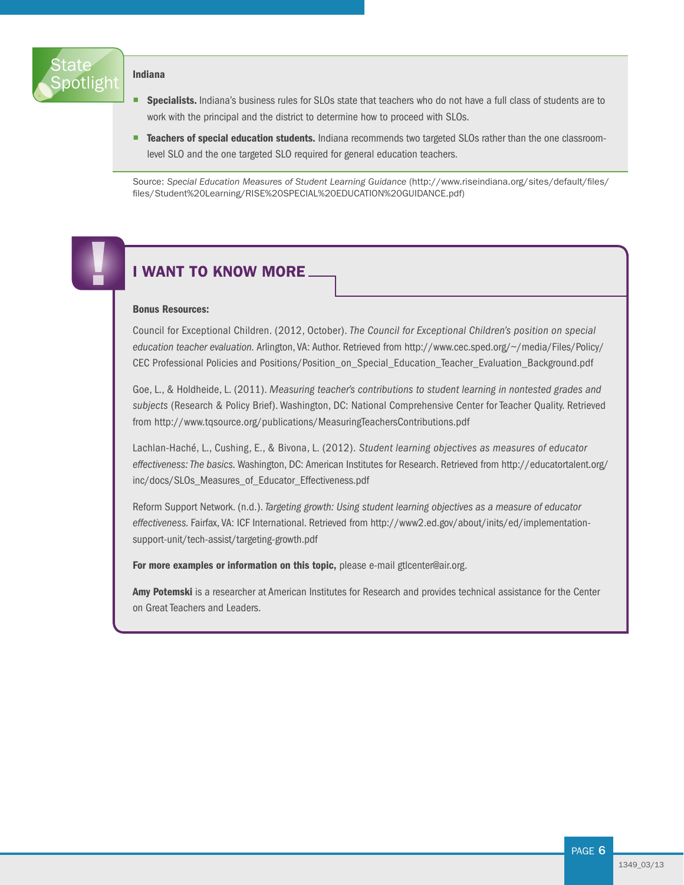State Spotlight

**Indiana**

- **Specialists.** Indiana's business rules for SLOs state that teachers who do not have a full class of students are to work with the principal and the district to determine how to proceed with SLOs.
- **Teachers of special education students.** Indiana recommends two targeted SLOs rather than the one classroom-level SLO and the one targeted SLO required for general education teachers.

Source: *Special Education Measures of Student Learning Guidance* (http://www.riseindiana.org/sites/default/files/files/Student%20Learning/RISE%20SPECIAL%20EDUCATION%20GUIDANCE.pdf)

## I WANT TO KNOW MORE

**Bonus Resources:**

Council for Exceptional Children. (2012, October). *The Council for Exceptional Children's position on special education teacher evaluation.* Arlington, VA: Author. Retrieved from http://www.cec.sped.org/~/media/Files/Policy/CEC Professional Policies and Positions/Position_on_Special_Education_Teacher_Evaluation_Background.pdf

Goe, L., & Holdheide, L. (2011). *Measuring teacher's contributions to student learning in nontested grades and subjects* (Research & Policy Brief). Washington, DC: National Comprehensive Center for Teacher Quality. Retrieved from http://www.tqsource.org/publications/MeasuringTeachersContributions.pdf

Lachlan-Haché, L., Cushing, E., & Bivona, L. (2012). *Student learning objectives as measures of educator effectiveness: The basics.* Washington, DC: American Institutes for Research. Retrieved from http://educatortalent.org/inc/docs/SLOs_Measures_of_Educator_Effectiveness.pdf

Reform Support Network. (n.d.). *Targeting growth: Using student learning objectives as a measure of educator effectiveness.* Fairfax, VA: ICF International. Retrieved from http://www2.ed.gov/about/inits/ed/implementation-support-unit/tech-assist/targeting-growth.pdf

**For more examples or information on this topic,** please e-mail gtlcenter@air.org.

**Amy Potemski** is a researcher at American Institutes for Research and provides technical assistance for the Center on Great Teachers and Leaders.

1349_03/13